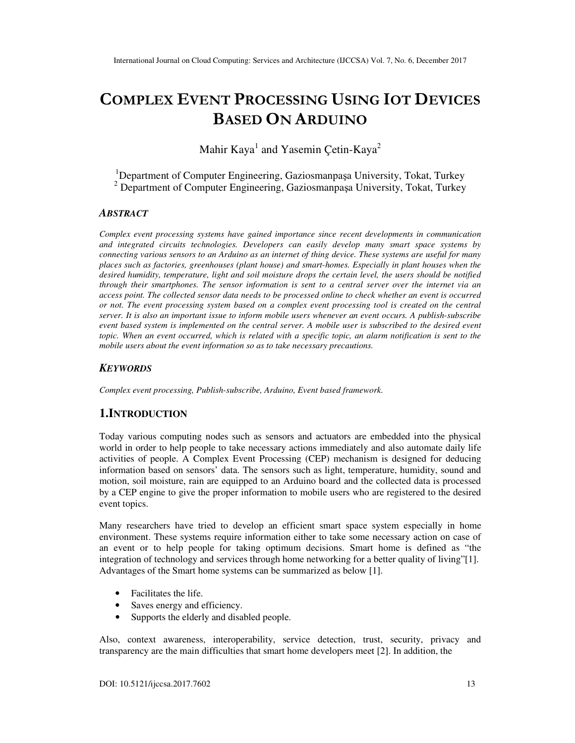# COMPLEX EVENT PROCESSING USING IOT DEVICES BASED ON ARDUINO

Mahir Kaya[1] and Yasemin Çetin-Kaya[2]

[1]Department of Computer Engineering, Gaziosmanpaşa University, Tokat, Turkey
[2] Department of Computer Engineering, Gaziosmanpaşa University, Tokat, Turkey

### ABSTRACT

*Complex event processing systems have gained importance since recent developments in communication and integrated circuits technologies. Developers can easily develop many smart space systems by connecting various sensors to an Arduino as an internet of thing device. These systems are useful for many places such as factories, greenhouses (plant house) and smart-homes. Especially in plant houses when the desired humidity, temperature, light and soil moisture drops the certain level, the users should be notified through their smartphones. The sensor information is sent to a central server over the internet via an access point. The collected sensor data needs to be processed online to check whether an event is occurred or not. The event processing system based on a complex event processing tool is created on the central server. It is also an important issue to inform mobile users whenever an event occurs. A publish-subscribe event based system is implemented on the central server. A mobile user is subscribed to the desired event topic. When an event occurred, which is related with a specific topic, an alarm notification is sent to the mobile users about the event information so as to take necessary precautions.*

### KEYWORDS

*Complex event processing, Publish-subscribe, Arduino, Event based framework.*

## 1.INTRODUCTION

Today various computing nodes such as sensors and actuators are embedded into the physical world in order to help people to take necessary actions immediately and also automate daily life activities of people. A Complex Event Processing (CEP) mechanism is designed for deducing information based on sensors' data. The sensors such as light, temperature, humidity, sound and motion, soil moisture, rain are equipped to an Arduino board and the collected data is processed by a CEP engine to give the proper information to mobile users who are registered to the desired event topics.

Many researchers have tried to develop an efficient smart space system especially in home environment. These systems require information either to take some necessary action on case of an event or to help people for taking optimum decisions. Smart home is defined as "the integration of technology and services through home networking for a better quality of living"[1]. Advantages of the Smart home systems can be summarized as below [1].

- Facilitates the life.
- Saves energy and efficiency.
- Supports the elderly and disabled people.

Also, context awareness, interoperability, service detection, trust, security, privacy and transparency are the main difficulties that smart home developers meet [2]. In addition, the

DOI: 10.5121/ijccsa.2017.7602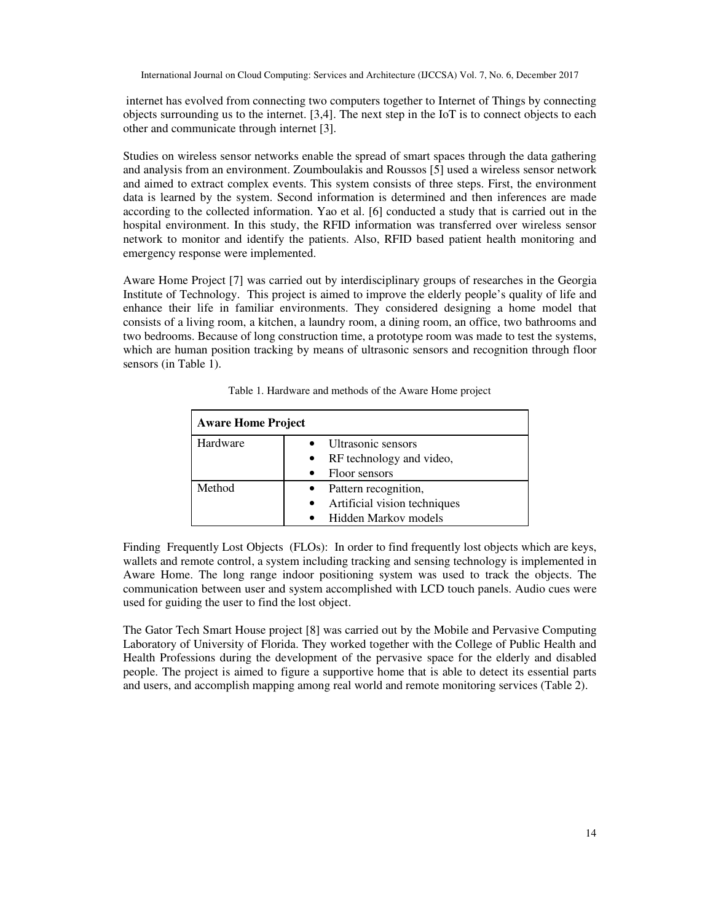internet has evolved from connecting two computers together to Internet of Things by connecting objects surrounding us to the internet. [3,4]. The next step in the IoT is to connect objects to each other and communicate through internet [3].

Studies on wireless sensor networks enable the spread of smart spaces through the data gathering and analysis from an environment. Zoumboulakis and Roussos [5] used a wireless sensor network and aimed to extract complex events. This system consists of three steps. First, the environment data is learned by the system. Second information is determined and then inferences are made according to the collected information. Yao et al. [6] conducted a study that is carried out in the hospital environment. In this study, the RFID information was transferred over wireless sensor network to monitor and identify the patients. Also, RFID based patient health monitoring and emergency response were implemented.

Aware Home Project [7] was carried out by interdisciplinary groups of researches in the Georgia Institute of Technology. This project is aimed to improve the elderly people's quality of life and enhance their life in familiar environments. They considered designing a home model that consists of a living room, a kitchen, a laundry room, a dining room, an office, two bathrooms and two bedrooms. Because of long construction time, a prototype room was made to test the systems, which are human position tracking by means of ultrasonic sensors and recognition through floor sensors (in Table 1).

Table 1. Hardware and methods of the Aware Home project

| **Aware Home Project** | |
|---|---|
| Hardware | • Ultrasonic sensors<br>• RF technology and video,<br>• Floor sensors |
| Method | • Pattern recognition,<br>• Artificial vision techniques<br>• Hidden Markov models |

Finding Frequently Lost Objects (FLOs): In order to find frequently lost objects which are keys, wallets and remote control, a system including tracking and sensing technology is implemented in Aware Home. The long range indoor positioning system was used to track the objects. The communication between user and system accomplished with LCD touch panels. Audio cues were used for guiding the user to find the lost object.

The Gator Tech Smart House project [8] was carried out by the Mobile and Pervasive Computing Laboratory of University of Florida. They worked together with the College of Public Health and Health Professions during the development of the pervasive space for the elderly and disabled people. The project is aimed to figure a supportive home that is able to detect its essential parts and users, and accomplish mapping among real world and remote monitoring services (Table 2).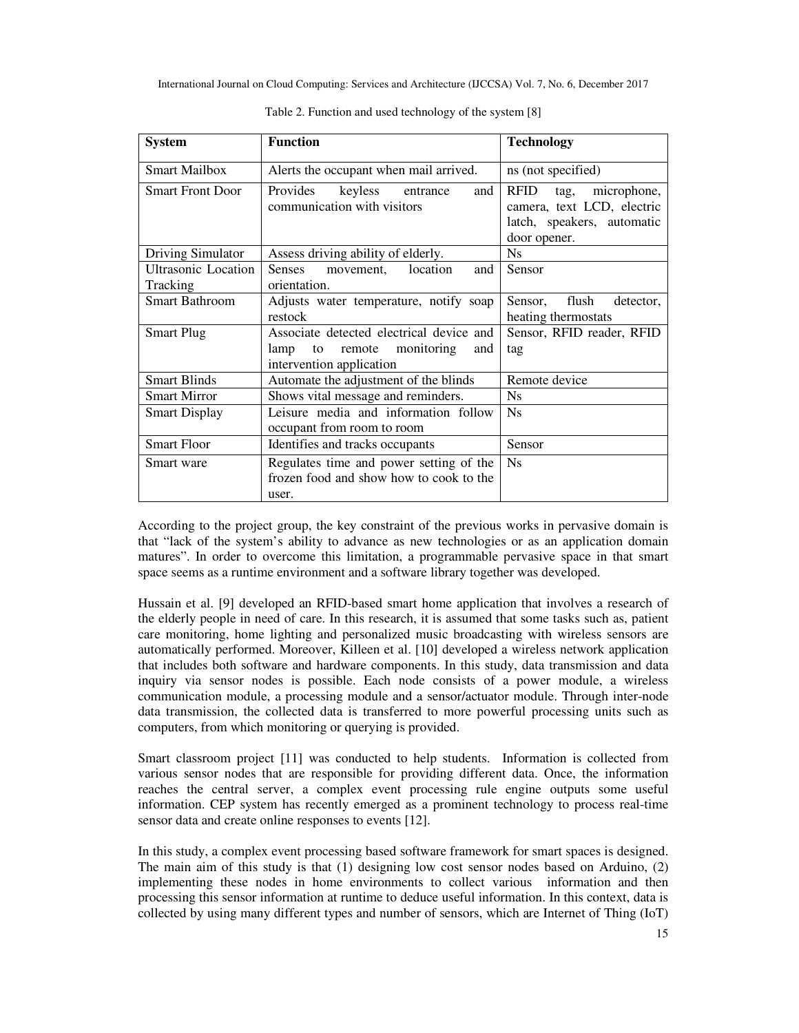Table 2. Function and used technology of the system [8]

| System | Function | Technology |
|---|---|---|
| Smart Mailbox | Alerts the occupant when mail arrived. | ns (not specified) |
| Smart Front Door | Provides keyless entrance and communication with visitors | RFID tag, microphone, camera, text LCD, electric latch, speakers, automatic door opener. |
| Driving Simulator | Assess driving ability of elderly. | Ns |
| Ultrasonic Location Tracking | Senses movement, location and orientation. | Sensor |
| Smart Bathroom | Adjusts water temperature, notify soap restock | Sensor, flush detector, heating thermostats |
| Smart Plug | Associate detected electrical device and lamp to remote monitoring and intervention application | Sensor, RFID reader, RFID tag |
| Smart Blinds | Automate the adjustment of the blinds | Remote device |
| Smart Mirror | Shows vital message and reminders. | Ns |
| Smart Display | Leisure media and information follow occupant from room to room | Ns |
| Smart Floor | Identifies and tracks occupants | Sensor |
| Smart ware | Regulates time and power setting of the frozen food and show how to cook to the user. | Ns |

According to the project group, the key constraint of the previous works in pervasive domain is that "lack of the system's ability to advance as new technologies or as an application domain matures". In order to overcome this limitation, a programmable pervasive space in that smart space seems as a runtime environment and a software library together was developed.

Hussain et al. [9] developed an RFID-based smart home application that involves a research of the elderly people in need of care. In this research, it is assumed that some tasks such as, patient care monitoring, home lighting and personalized music broadcasting with wireless sensors are automatically performed. Moreover, Killeen et al. [10] developed a wireless network application that includes both software and hardware components. In this study, data transmission and data inquiry via sensor nodes is possible. Each node consists of a power module, a wireless communication module, a processing module and a sensor/actuator module. Through inter-node data transmission, the collected data is transferred to more powerful processing units such as computers, from which monitoring or querying is provided.

Smart classroom project [11] was conducted to help students. Information is collected from various sensor nodes that are responsible for providing different data. Once, the information reaches the central server, a complex event processing rule engine outputs some useful information. CEP system has recently emerged as a prominent technology to process real-time sensor data and create online responses to events [12].

In this study, a complex event processing based software framework for smart spaces is designed. The main aim of this study is that (1) designing low cost sensor nodes based on Arduino, (2) implementing these nodes in home environments to collect various information and then processing this sensor information at runtime to deduce useful information. In this context, data is collected by using many different types and number of sensors, which are Internet of Thing (IoT)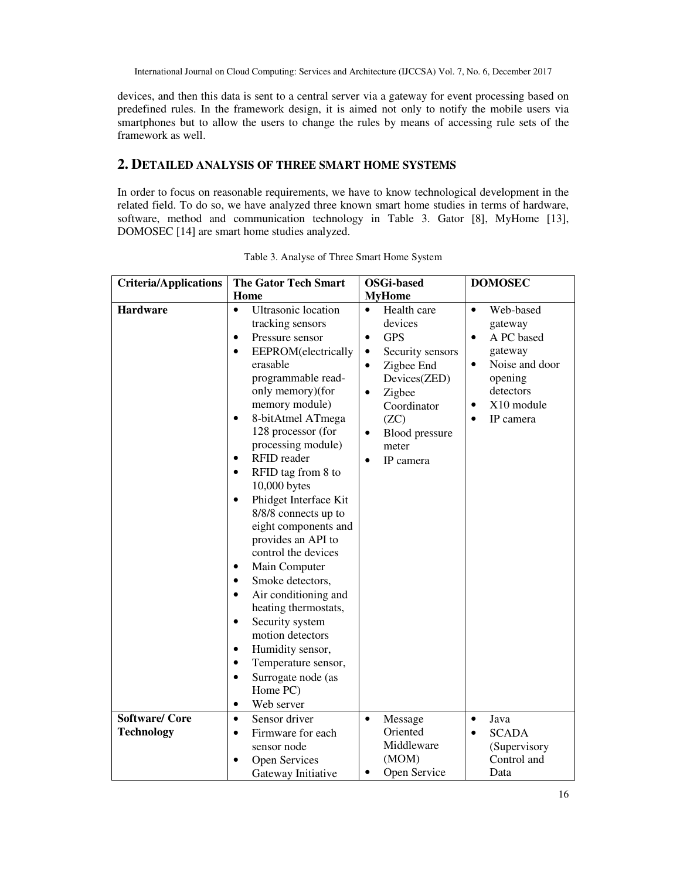devices, and then this data is sent to a central server via a gateway for event processing based on predefined rules. In the framework design, it is aimed not only to notify the mobile users via smartphones but to allow the users to change the rules by means of accessing rule sets of the framework as well.

## 2. DETAILED ANALYSIS OF THREE SMART HOME SYSTEMS

In order to focus on reasonable requirements, we have to know technological development in the related field. To do so, we have analyzed three known smart home studies in terms of hardware, software, method and communication technology in Table 3. Gator [8], MyHome [13], DOMOSEC [14] are smart home studies analyzed.

Table 3. Analyse of Three Smart Home System

| Criteria/Applications | The Gator Tech Smart Home | OSGi-based MyHome | DOMOSEC |
|---|---|---|---|
| **Hardware** | • Ultrasonic location tracking sensors<br>• Pressure sensor<br>• EEPROM(electrically erasable programmable read-only memory)(for memory module)<br>• 8-bitAtmel ATmega 128 processor (for processing module)<br>• RFID reader<br>• RFID tag from 8 to 10,000 bytes<br>• Phidget Interface Kit 8/8/8 connects up to eight components and provides an API to control the devices<br>• Main Computer<br>• Smoke detectors,<br>• Air conditioning and heating thermostats,<br>• Security system motion detectors<br>• Humidity sensor,<br>• Temperature sensor,<br>• Surrogate node (as Home PC)<br>• Web server | • Health care devices<br>• GPS<br>• Security sensors<br>• Zigbee End Devices(ZED)<br>• Zigbee Coordinator (ZC)<br>• Blood pressure meter<br>• IP camera | • Web-based gateway<br>• A PC based gateway<br>• Noise and door opening detectors<br>• X10 module<br>• IP camera |
| **Software/ Core Technology** | • Sensor driver<br>• Firmware for each sensor node<br>• Open Services Gateway Initiative | • Message Oriented Middleware (MOM)<br>• Open Service | • Java<br>• SCADA (Supervisory Control and Data |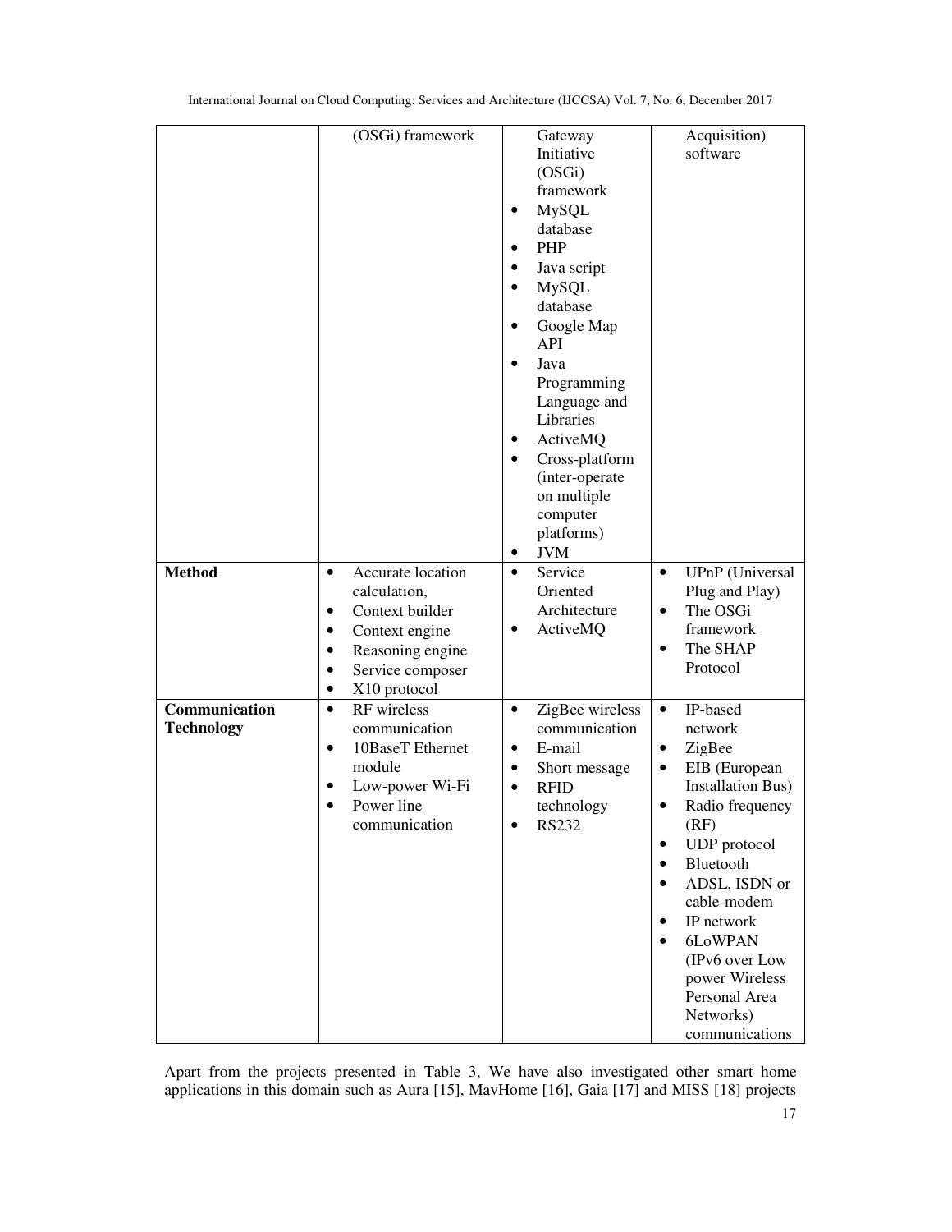| | | | |
|---|---|---|---|
| | (OSGi) framework | Gateway Initiative (OSGi) framework<br>• MySQL database<br>• PHP<br>• Java script<br>• MySQL database<br>• Google Map API<br>• Java Programming Language and Libraries<br>• ActiveMQ<br>• Cross-platform (inter-operate on multiple computer platforms)<br>• JVM | Acquisition) software |
| **Method** | • Accurate location calculation,<br>• Context builder<br>• Context engine<br>• Reasoning engine<br>• Service composer<br>• X10 protocol | • Service Oriented Architecture<br>• ActiveMQ | • UPnP (Universal Plug and Play)<br>• The OSGi framework<br>• The SHAP Protocol |
| **Communication Technology** | • RF wireless communication<br>• 10BaseT Ethernet module<br>• Low-power Wi-Fi<br>• Power line communication | • ZigBee wireless communication<br>• E-mail<br>• Short message<br>• RFID technology<br>• RS232 | • IP-based network<br>• ZigBee<br>• EIB (European Installation Bus)<br>• Radio frequency (RF)<br>• UDP protocol<br>• Bluetooth<br>• ADSL, ISDN or cable-modem<br>• IP network<br>• 6LoWPAN (IPv6 over Low power Wireless Personal Area Networks) communications |

Apart from the projects presented in Table 3, We have also investigated other smart home applications in this domain such as Aura [15], MavHome [16], Gaia [17] and MISS [18] projects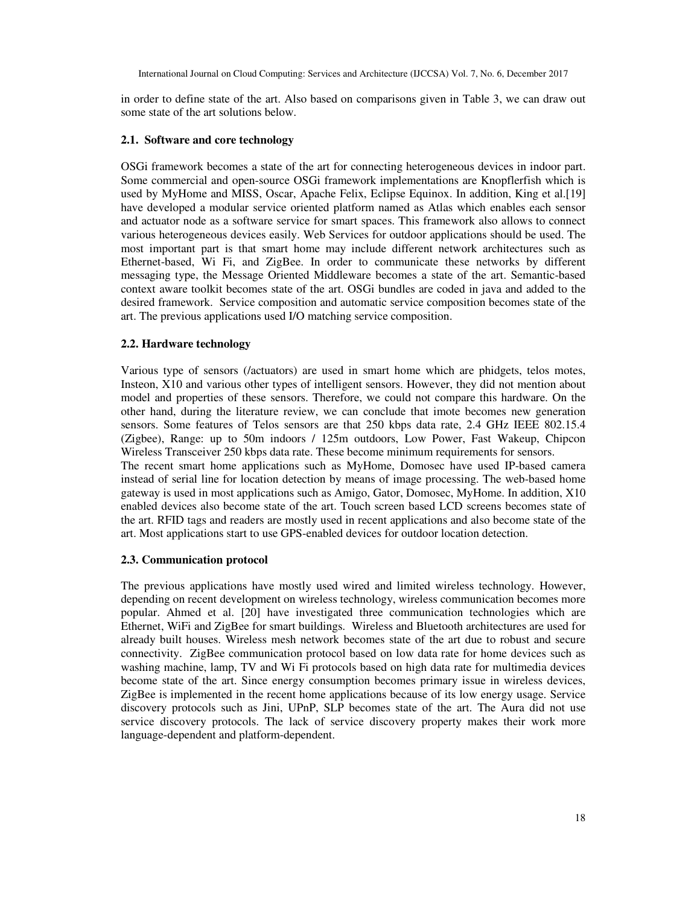in order to define state of the art. Also based on comparisons given in Table 3, we can draw out some state of the art solutions below.

### 2.1. Software and core technology

OSGi framework becomes a state of the art for connecting heterogeneous devices in indoor part. Some commercial and open-source OSGi framework implementations are Knopflerfish which is used by MyHome and MISS, Oscar, Apache Felix, Eclipse Equinox. In addition, King et al.[19] have developed a modular service oriented platform named as Atlas which enables each sensor and actuator node as a software service for smart spaces. This framework also allows to connect various heterogeneous devices easily. Web Services for outdoor applications should be used. The most important part is that smart home may include different network architectures such as Ethernet-based, Wi Fi, and ZigBee. In order to communicate these networks by different messaging type, the Message Oriented Middleware becomes a state of the art. Semantic-based context aware toolkit becomes state of the art. OSGi bundles are coded in java and added to the desired framework. Service composition and automatic service composition becomes state of the art. The previous applications used I/O matching service composition.

### 2.2. Hardware technology

Various type of sensors (/actuators) are used in smart home which are phidgets, telos motes, Insteon, X10 and various other types of intelligent sensors. However, they did not mention about model and properties of these sensors. Therefore, we could not compare this hardware. On the other hand, during the literature review, we can conclude that imote becomes new generation sensors. Some features of Telos sensors are that 250 kbps data rate, 2.4 GHz IEEE 802.15.4 (Zigbee), Range: up to 50m indoors / 125m outdoors, Low Power, Fast Wakeup, Chipcon Wireless Transceiver 250 kbps data rate. These become minimum requirements for sensors.

The recent smart home applications such as MyHome, Domosec have used IP-based camera instead of serial line for location detection by means of image processing. The web-based home gateway is used in most applications such as Amigo, Gator, Domosec, MyHome. In addition, X10 enabled devices also become state of the art. Touch screen based LCD screens becomes state of the art. RFID tags and readers are mostly used in recent applications and also become state of the art. Most applications start to use GPS-enabled devices for outdoor location detection.

### 2.3. Communication protocol

The previous applications have mostly used wired and limited wireless technology. However, depending on recent development on wireless technology, wireless communication becomes more popular. Ahmed et al. [20] have investigated three communication technologies which are Ethernet, WiFi and ZigBee for smart buildings. Wireless and Bluetooth architectures are used for already built houses. Wireless mesh network becomes state of the art due to robust and secure connectivity. ZigBee communication protocol based on low data rate for home devices such as washing machine, lamp, TV and Wi Fi protocols based on high data rate for multimedia devices become state of the art. Since energy consumption becomes primary issue in wireless devices, ZigBee is implemented in the recent home applications because of its low energy usage. Service discovery protocols such as Jini, UPnP, SLP becomes state of the art. The Aura did not use service discovery protocols. The lack of service discovery property makes their work more language-dependent and platform-dependent.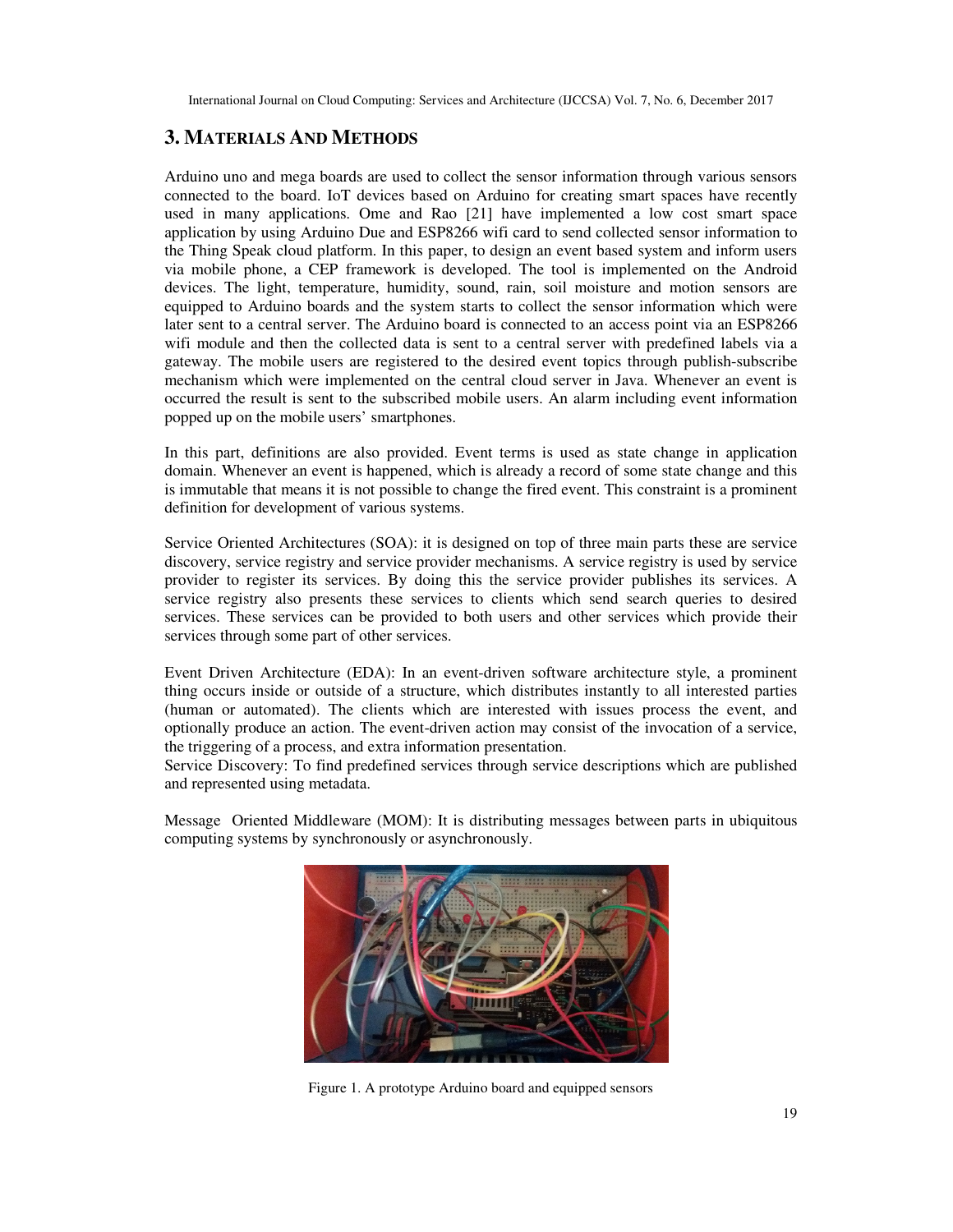## 3. MATERIALS AND METHODS

Arduino uno and mega boards are used to collect the sensor information through various sensors connected to the board. IoT devices based on Arduino for creating smart spaces have recently used in many applications. Ome and Rao [21] have implemented a low cost smart space application by using Arduino Due and ESP8266 wifi card to send collected sensor information to the Thing Speak cloud platform. In this paper, to design an event based system and inform users via mobile phone, a CEP framework is developed. The tool is implemented on the Android devices. The light, temperature, humidity, sound, rain, soil moisture and motion sensors are equipped to Arduino boards and the system starts to collect the sensor information which were later sent to a central server. The Arduino board is connected to an access point via an ESP8266 wifi module and then the collected data is sent to a central server with predefined labels via a gateway. The mobile users are registered to the desired event topics through publish-subscribe mechanism which were implemented on the central cloud server in Java. Whenever an event is occurred the result is sent to the subscribed mobile users. An alarm including event information popped up on the mobile users' smartphones.

In this part, definitions are also provided. Event terms is used as state change in application domain. Whenever an event is happened, which is already a record of some state change and this is immutable that means it is not possible to change the fired event. This constraint is a prominent definition for development of various systems.

Service Oriented Architectures (SOA): it is designed on top of three main parts these are service discovery, service registry and service provider mechanisms. A service registry is used by service provider to register its services. By doing this the service provider publishes its services. A service registry also presents these services to clients which send search queries to desired services. These services can be provided to both users and other services which provide their services through some part of other services.

Event Driven Architecture (EDA): In an event-driven software architecture style, a prominent thing occurs inside or outside of a structure, which distributes instantly to all interested parties (human or automated). The clients which are interested with issues process the event, and optionally produce an action. The event-driven action may consist of the invocation of a service, the triggering of a process, and extra information presentation.

Service Discovery: To find predefined services through service descriptions which are published and represented using metadata.

Message Oriented Middleware (MOM): It is distributing messages between parts in ubiquitous computing systems by synchronously or asynchronously.

Figure 1. A prototype Arduino board and equipped sensors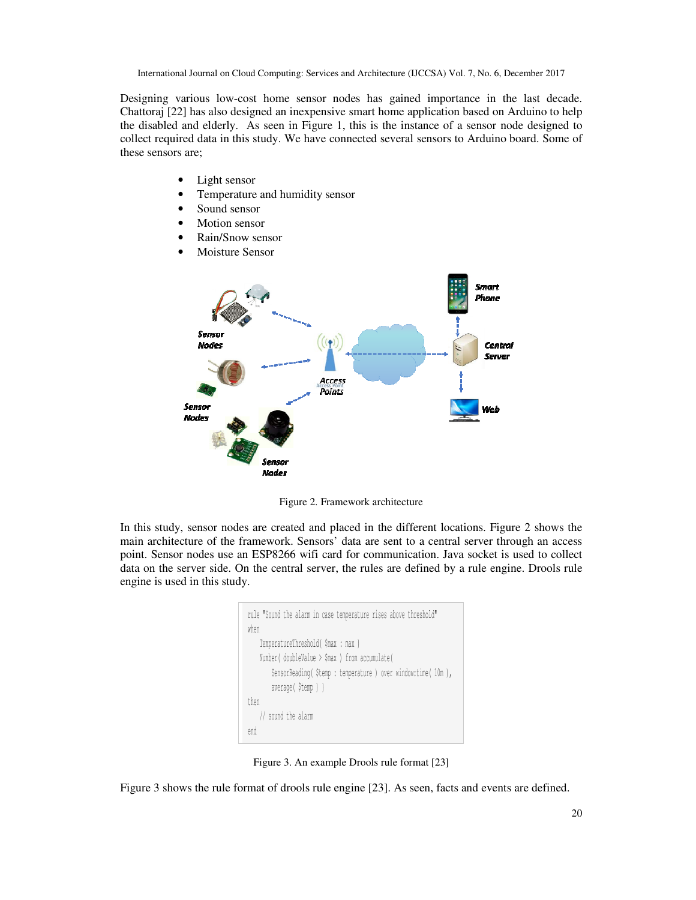Designing various low-cost home sensor nodes has gained importance in the last decade. Chattoraj [22] has also designed an inexpensive smart home application based on Arduino to help the disabled and elderly. As seen in Figure 1, this is the instance of a sensor node designed to collect required data in this study. We have connected several sensors to Arduino board. Some of these sensors are;

- Light sensor
- Temperature and humidity sensor
- Sound sensor
- Motion sensor
- Rain/Snow sensor
- Moisture Sensor

Sensor Nodes

Sensor Nodes

Sensor Nodes

Access Points

Smart Phone

Central Server

Web

Figure 2. Framework architecture

In this study, sensor nodes are created and placed in the different locations. Figure 2 shows the main architecture of the framework. Sensors' data are sent to a central server through an access point. Sensor nodes use an ESP8266 wifi card for communication. Java socket is used to collect data on the server side. On the central server, the rules are defined by a rule engine. Drools rule engine is used in this study.

```
rule "Sound the alarm in case temperature rises above threshold"
when
    TemperatureThreshold( $max : max )
    Number( doubleValue > $max ) from accumulate(
        SensorReading( $temp : temperature ) over window:time( 10m ),
        average( $temp ) )
then
    // sound the alarm
end
```

Figure 3. An example Drools rule format [23]

Figure 3 shows the rule format of drools rule engine [23]. As seen, facts and events are defined.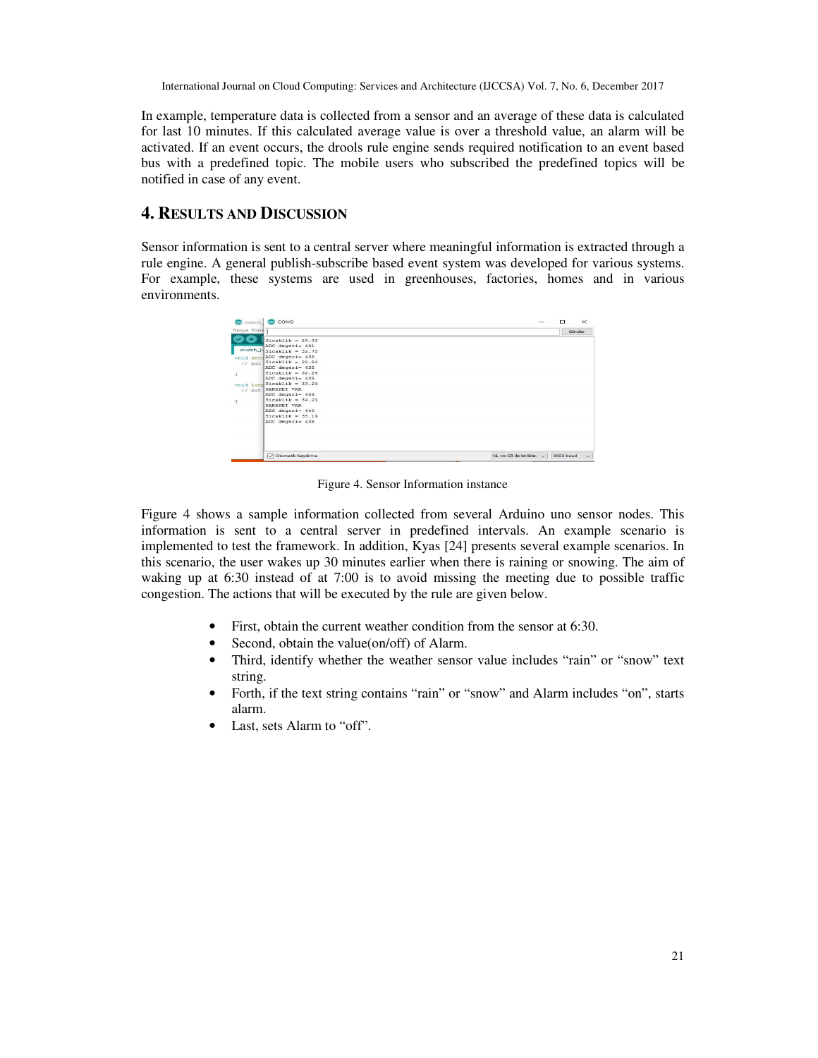In example, temperature data is collected from a sensor and an average of these data is calculated for last 10 minutes. If this calculated average value is over a threshold value, an alarm will be activated. If an event occurs, the drools rule engine sends required notification to an event based bus with a predefined topic. The mobile users who subscribed the predefined topics will be notified in case of any event.

## 4. RESULTS AND DISCUSSION

Sensor information is sent to a central server where meaningful information is extracted through a rule engine. A general publish-subscribe based event system was developed for various systems. For example, these systems are used in greenhouses, factories, homes and in various environments.

Figure 4. Sensor Information instance

Figure 4 shows a sample information collected from several Arduino uno sensor nodes. This information is sent to a central server in predefined intervals. An example scenario is implemented to test the framework. In addition, Kyas [24] presents several example scenarios. In this scenario, the user wakes up 30 minutes earlier when there is raining or snowing. The aim of waking up at 6:30 instead of at 7:00 is to avoid missing the meeting due to possible traffic congestion. The actions that will be executed by the rule are given below.

- First, obtain the current weather condition from the sensor at 6:30.
- Second, obtain the value(on/off) of Alarm.
- Third, identify whether the weather sensor value includes “rain” or “snow” text string.
- Forth, if the text string contains “rain” or “snow” and Alarm includes “on”, starts alarm.
- Last, sets Alarm to “off”.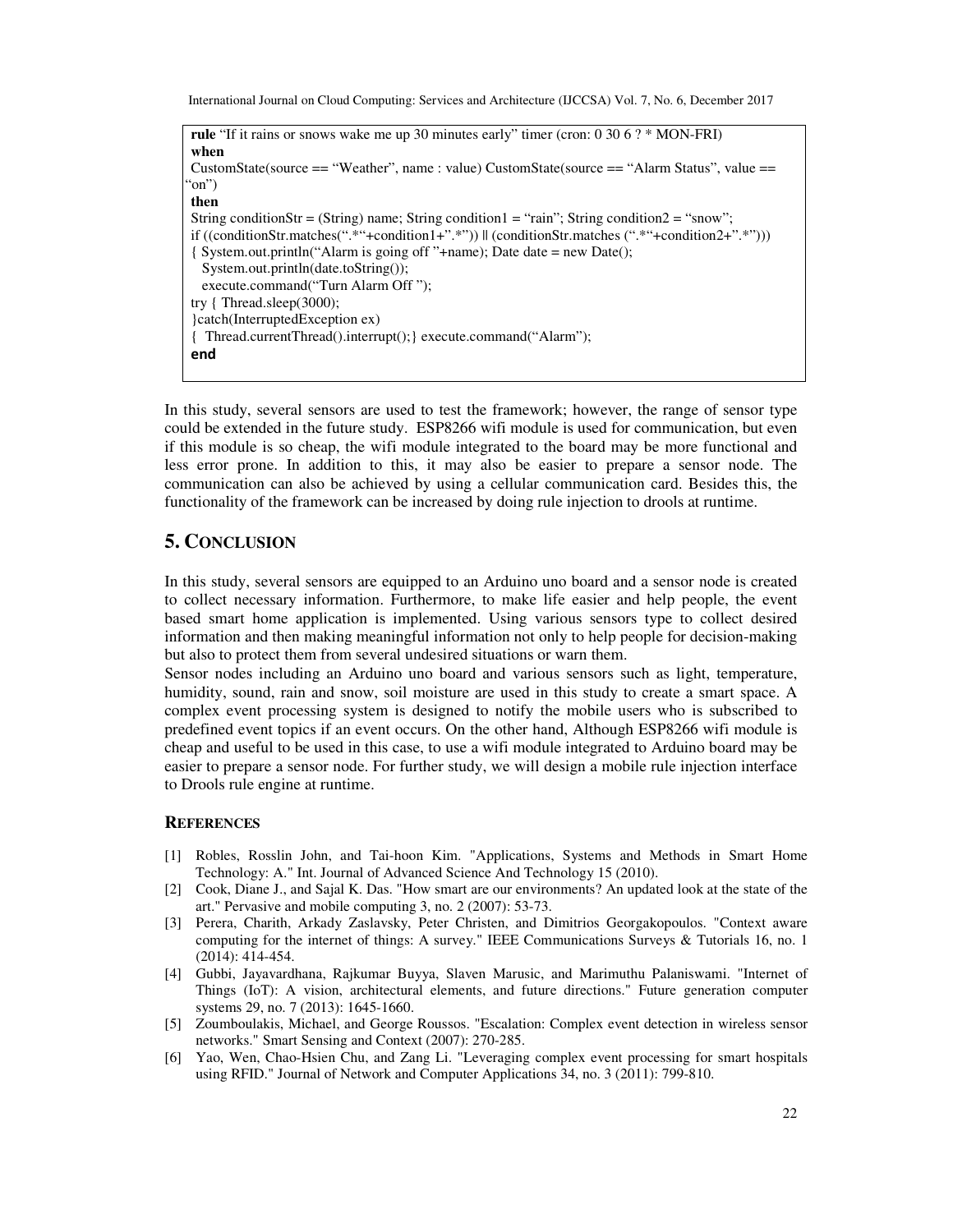```
rule "If it rains or snows wake me up 30 minutes early" timer (cron: 0 30 6 ? * MON-FRI)
when
CustomState(source == "Weather", name : value) CustomState(source == "Alarm Status", value ==
"on")
then
String conditionStr = (String) name; String condition1 = "rain"; String condition2 = "snow";
if ((conditionStr.matches(".*"+condition1+".*")) || (conditionStr.matches (".*"+condition2+".*")))
{ System.out.println("Alarm is going off "+name); Date date = new Date();
  System.out.println(date.toString());
  execute.command("Turn Alarm Off ");
try { Thread.sleep(3000);
}catch(InterruptedException ex)
{  Thread.currentThread().interrupt();} execute.command("Alarm");
end
```

In this study, several sensors are used to test the framework; however, the range of sensor type could be extended in the future study. ESP8266 wifi module is used for communication, but even if this module is so cheap, the wifi module integrated to the board may be more functional and less error prone. In addition to this, it may also be easier to prepare a sensor node. The communication can also be achieved by using a cellular communication card. Besides this, the functionality of the framework can be increased by doing rule injection to drools at runtime.

## 5. CONCLUSION

In this study, several sensors are equipped to an Arduino uno board and a sensor node is created to collect necessary information. Furthermore, to make life easier and help people, the event based smart home application is implemented. Using various sensors type to collect desired information and then making meaningful information not only to help people for decision-making but also to protect them from several undesired situations or warn them.
Sensor nodes including an Arduino uno board and various sensors such as light, temperature, humidity, sound, rain and snow, soil moisture are used in this study to create a smart space. A complex event processing system is designed to notify the mobile users who is subscribed to predefined event topics if an event occurs. On the other hand, Although ESP8266 wifi module is cheap and useful to be used in this case, to use a wifi module integrated to Arduino board may be easier to prepare a sensor node. For further study, we will design a mobile rule injection interface to Drools rule engine at runtime.

### REFERENCES

[1] Robles, Rosslin John, and Tai-hoon Kim. "Applications, Systems and Methods in Smart Home Technology: A." Int. Journal of Advanced Science And Technology 15 (2010).

[2] Cook, Diane J., and Sajal K. Das. "How smart are our environments? An updated look at the state of the art." Pervasive and mobile computing 3, no. 2 (2007): 53-73.

[3] Perera, Charith, Arkady Zaslavsky, Peter Christen, and Dimitrios Georgakopoulos. "Context aware computing for the internet of things: A survey." IEEE Communications Surveys & Tutorials 16, no. 1 (2014): 414-454.

[4] Gubbi, Jayavardhana, Rajkumar Buyya, Slaven Marusic, and Marimuthu Palaniswami. "Internet of Things (IoT): A vision, architectural elements, and future directions." Future generation computer systems 29, no. 7 (2013): 1645-1660.

[5] Zoumboulakis, Michael, and George Roussos. "Escalation: Complex event detection in wireless sensor networks." Smart Sensing and Context (2007): 270-285.

[6] Yao, Wen, Chao-Hsien Chu, and Zang Li. "Leveraging complex event processing for smart hospitals using RFID." Journal of Network and Computer Applications 34, no. 3 (2011): 799-810.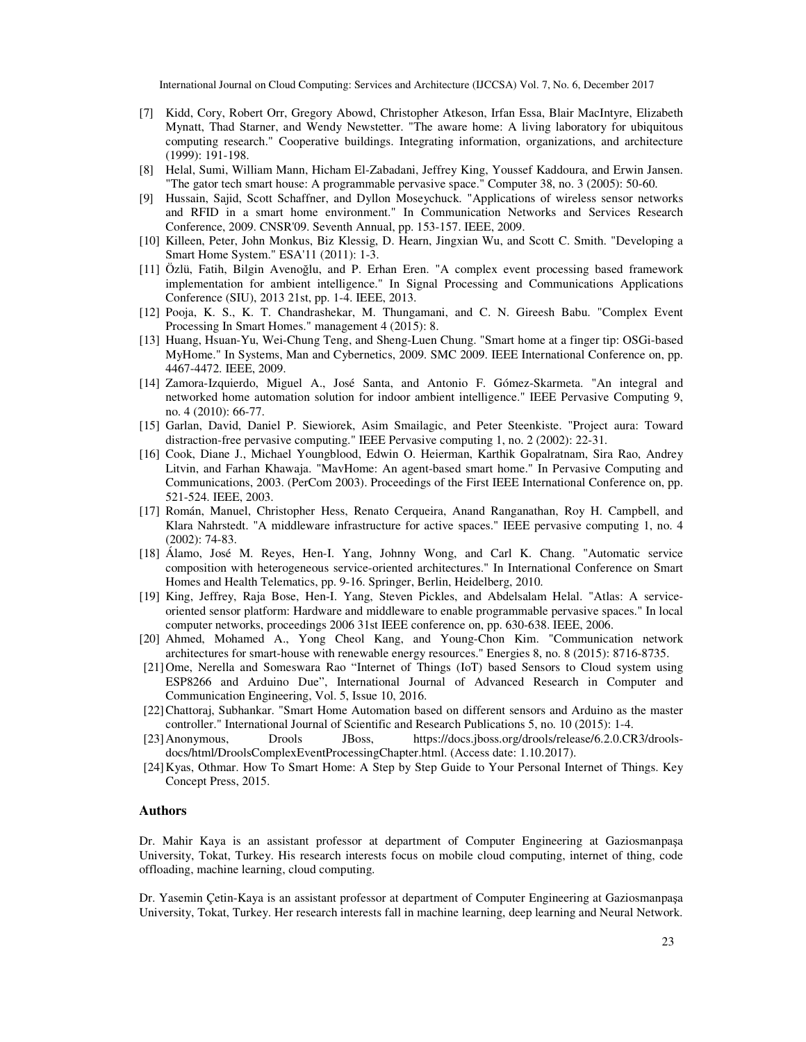[7] Kidd, Cory, Robert Orr, Gregory Abowd, Christopher Atkeson, Irfan Essa, Blair MacIntyre, Elizabeth Mynatt, Thad Starner, and Wendy Newstetter. "The aware home: A living laboratory for ubiquitous computing research." Cooperative buildings. Integrating information, organizations, and architecture (1999): 191-198.

[8] Helal, Sumi, William Mann, Hicham El-Zabadani, Jeffrey King, Youssef Kaddoura, and Erwin Jansen. "The gator tech smart house: A programmable pervasive space." Computer 38, no. 3 (2005): 50-60.

[9] Hussain, Sajid, Scott Schaffner, and Dyllon Moseychuck. "Applications of wireless sensor networks and RFID in a smart home environment." In Communication Networks and Services Research Conference, 2009. CNSR'09. Seventh Annual, pp. 153-157. IEEE, 2009.

[10] Killeen, Peter, John Monkus, Biz Klessig, D. Hearn, Jingxian Wu, and Scott C. Smith. "Developing a Smart Home System." ESA'11 (2011): 1-3.

[11] Özlü, Fatih, Bilgin Avenoğlu, and P. Erhan Eren. "A complex event processing based framework implementation for ambient intelligence." In Signal Processing and Communications Applications Conference (SIU), 2013 21st, pp. 1-4. IEEE, 2013.

[12] Pooja, K. S., K. T. Chandrashekar, M. Thungamani, and C. N. Gireesh Babu. "Complex Event Processing In Smart Homes." management 4 (2015): 8.

[13] Huang, Hsuan-Yu, Wei-Chung Teng, and Sheng-Luen Chung. "Smart home at a finger tip: OSGi-based MyHome." In Systems, Man and Cybernetics, 2009. SMC 2009. IEEE International Conference on, pp. 4467-4472. IEEE, 2009.

[14] Zamora-Izquierdo, Miguel A., José Santa, and Antonio F. Gómez-Skarmeta. "An integral and networked home automation solution for indoor ambient intelligence." IEEE Pervasive Computing 9, no. 4 (2010): 66-77.

[15] Garlan, David, Daniel P. Siewiorek, Asim Smailagic, and Peter Steenkiste. "Project aura: Toward distraction-free pervasive computing." IEEE Pervasive computing 1, no. 2 (2002): 22-31.

[16] Cook, Diane J., Michael Youngblood, Edwin O. Heierman, Karthik Gopalratnam, Sira Rao, Andrey Litvin, and Farhan Khawaja. "MavHome: An agent-based smart home." In Pervasive Computing and Communications, 2003. (PerCom 2003). Proceedings of the First IEEE International Conference on, pp. 521-524. IEEE, 2003.

[17] Román, Manuel, Christopher Hess, Renato Cerqueira, Anand Ranganathan, Roy H. Campbell, and Klara Nahrstedt. "A middleware infrastructure for active spaces." IEEE pervasive computing 1, no. 4 (2002): 74-83.

[18] Álamo, José M. Reyes, Hen-I. Yang, Johnny Wong, and Carl K. Chang. "Automatic service composition with heterogeneous service-oriented architectures." In International Conference on Smart Homes and Health Telematics, pp. 9-16. Springer, Berlin, Heidelberg, 2010.

[19] King, Jeffrey, Raja Bose, Hen-I. Yang, Steven Pickles, and Abdelsalam Helal. "Atlas: A service-oriented sensor platform: Hardware and middleware to enable programmable pervasive spaces." In local computer networks, proceedings 2006 31st IEEE conference on, pp. 630-638. IEEE, 2006.

[20] Ahmed, Mohamed A., Yong Cheol Kang, and Young-Chon Kim. "Communication network architectures for smart-house with renewable energy resources." Energies 8, no. 8 (2015): 8716-8735.

[21] Ome, Nerella and Someswara Rao "Internet of Things (IoT) based Sensors to Cloud system using ESP8266 and Arduino Due", International Journal of Advanced Research in Computer and Communication Engineering, Vol. 5, Issue 10, 2016.

[22] Chattoraj, Subhankar. "Smart Home Automation based on different sensors and Arduino as the master controller." International Journal of Scientific and Research Publications 5, no. 10 (2015): 1-4.

[23] Anonymous, Drools JBoss, https://docs.jboss.org/drools/release/6.2.0.CR3/drools-docs/html/DroolsComplexEventProcessingChapter.html. (Access date: 1.10.2017).

[24] Kyas, Othmar. How To Smart Home: A Step by Step Guide to Your Personal Internet of Things. Key Concept Press, 2015.

## Authors

Dr. Mahir Kaya is an assistant professor at department of Computer Engineering at Gaziosmanpaşa University, Tokat, Turkey. His research interests focus on mobile cloud computing, internet of thing, code offloading, machine learning, cloud computing.

Dr. Yasemin Çetin-Kaya is an assistant professor at department of Computer Engineering at Gaziosmanpaşa University, Tokat, Turkey. Her research interests fall in machine learning, deep learning and Neural Network.